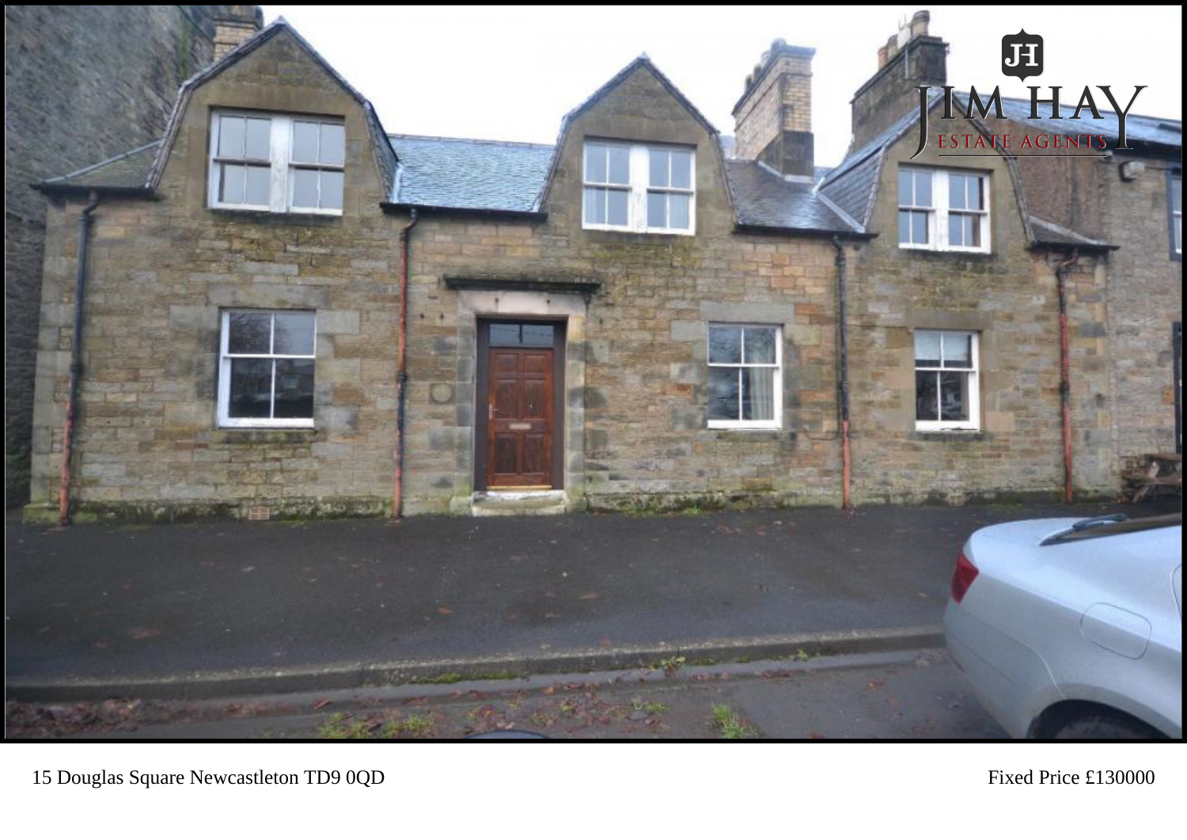15 Douglas Square Newcastleton TD9 0QD

Fixed Price £130000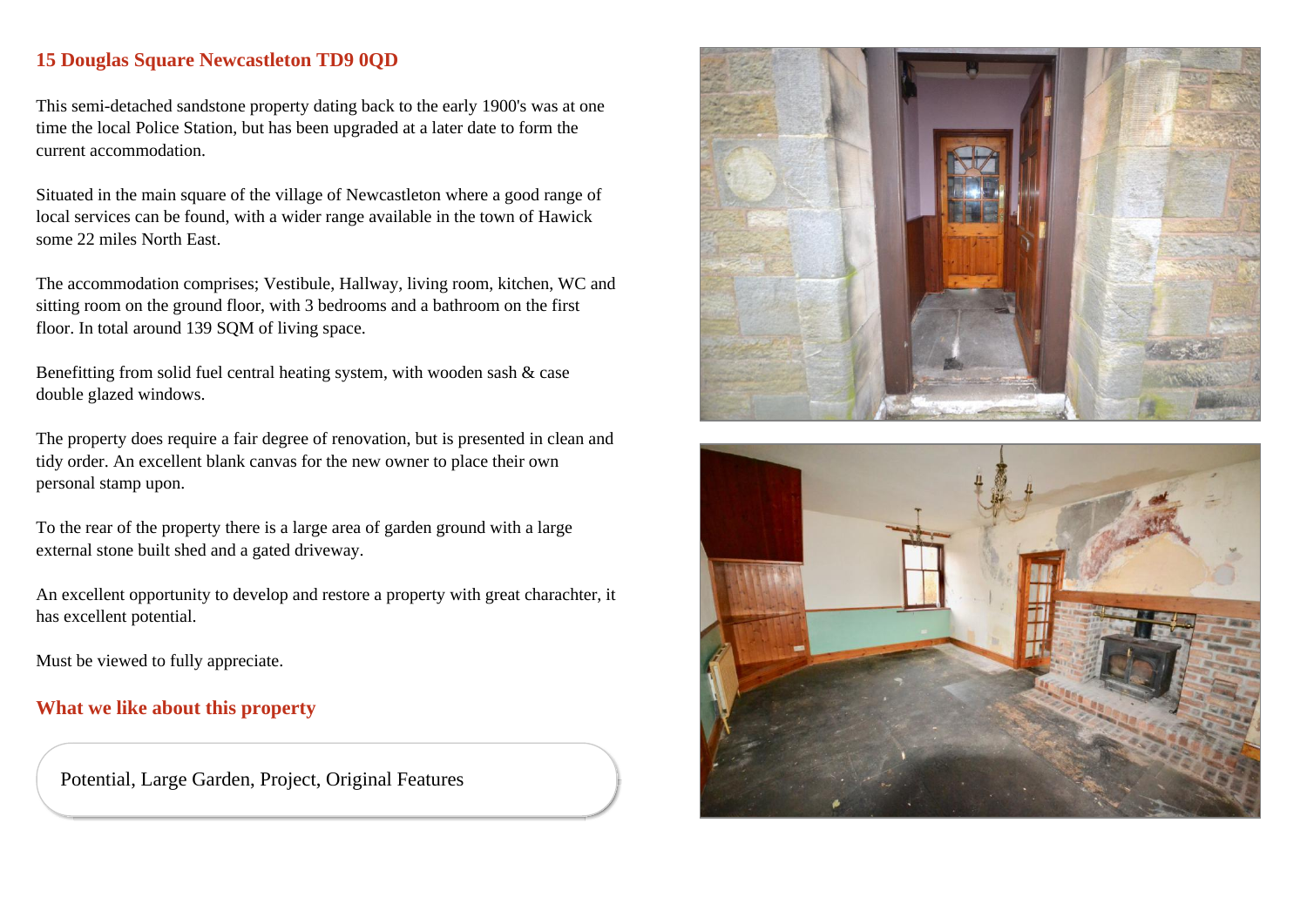## 15 Douglas Square Newcastleton TD9 0QD

This semi-detached sandstone property dating back to the early 1900's was at one time the local Police Station, but has been upgraded at a later date to form the current accommodation.

Situated in the main square of the village of Newcastleton where a good range of local services can be found, with a wider range available in the town of Hawick some 22 miles North East.

The accommodation comprises; Vestibule, Hallway, living room, kitchen, WC and sitting room on the ground floor, with 3 bedrooms and a bathroom on the first floor. In total around 139 SQM of living space.

Benefitting from solid fuel central heating system, with wooden sash & case double glazed windows.

The property does require a fair degree of renovation, but is presented in clean and tidy order. An excellent blank canvas for the new owner to place their own personal stamp upon.

To the rear of the property there is a large area of garden ground with a large external stone built shed and a gated driveway.

An excellent opportunity to develop and restore a property with great charachter, it has excellent potential.

Must be viewed to fully appreciate.

## What we like about this property

Potential, Large Garden, Project, Original Features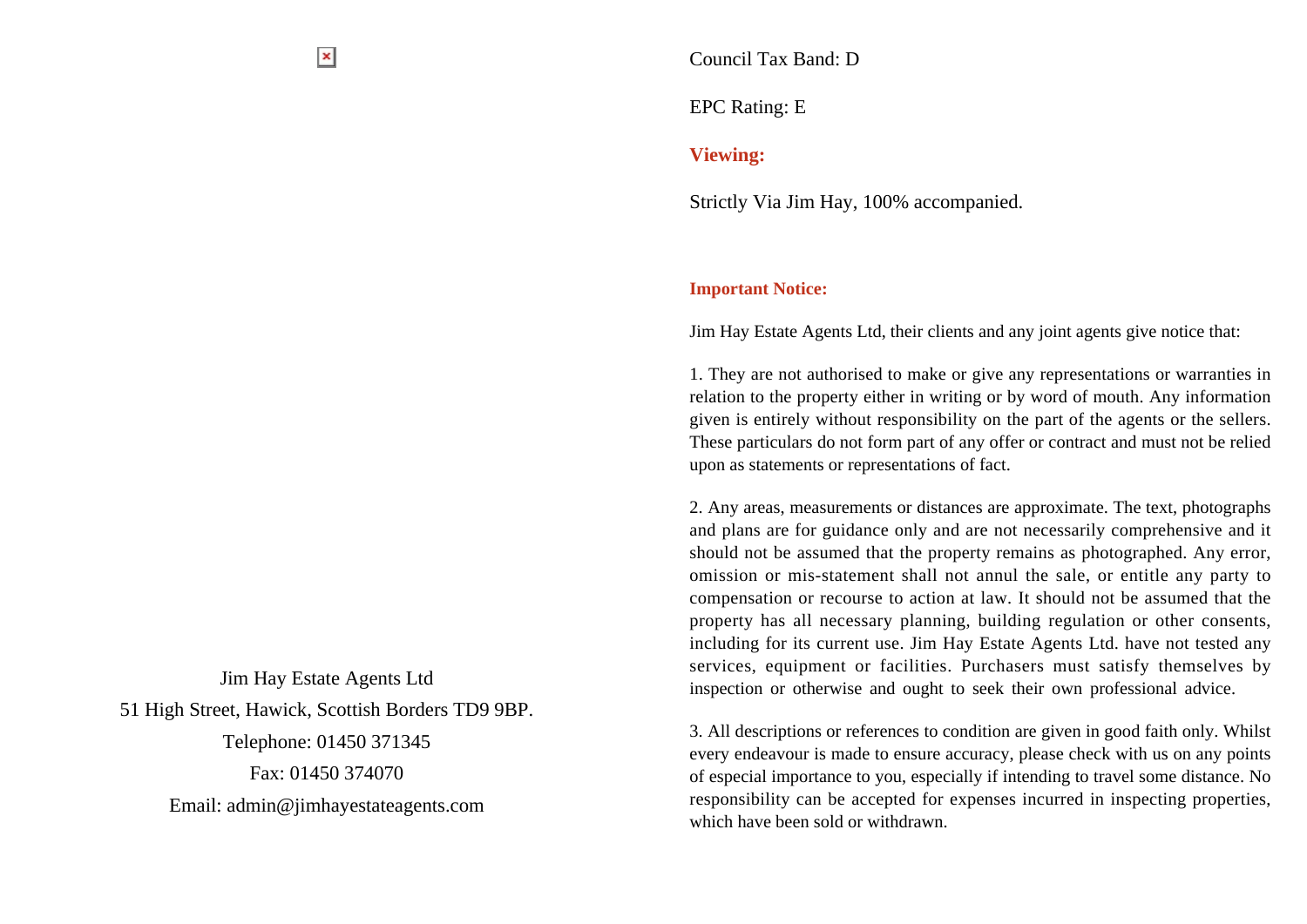Jim Hay Estate Agents Ltd

51 High Street, Hawick, Scottish Borders TD9 9BP.

Telephone: 01450 371345

Fax: 01450 374070

Email: admin@jimhayestateagents.com

Council Tax Band: D

EPC Rating: E

**Viewing:**

Strictly Via Jim Hay, 100% accompanied.

**Important Notice:**

Jim Hay Estate Agents Ltd, their clients and any joint agents give notice that:

1. They are not authorised to make or give any representations or warranties in relation to the property either in writing or by word of mouth. Any information given is entirely without responsibility on the part of the agents or the sellers. These particulars do not form part of any offer or contract and must not be relied upon as statements or representations of fact.

2. Any areas, measurements or distances are approximate. The text, photographs and plans are for guidance only and are not necessarily comprehensive and it should not be assumed that the property remains as photographed. Any error, omission or mis-statement shall not annul the sale, or entitle any party to compensation or recourse to action at law. It should not be assumed that the property has all necessary planning, building regulation or other consents, including for its current use. Jim Hay Estate Agents Ltd. have not tested any services, equipment or facilities. Purchasers must satisfy themselves by inspection or otherwise and ought to seek their own professional advice.

3. All descriptions or references to condition are given in good faith only. Whilst every endeavour is made to ensure accuracy, please check with us on any points of especial importance to you, especially if intending to travel some distance. No responsibility can be accepted for expenses incurred in inspecting properties, which have been sold or withdrawn.